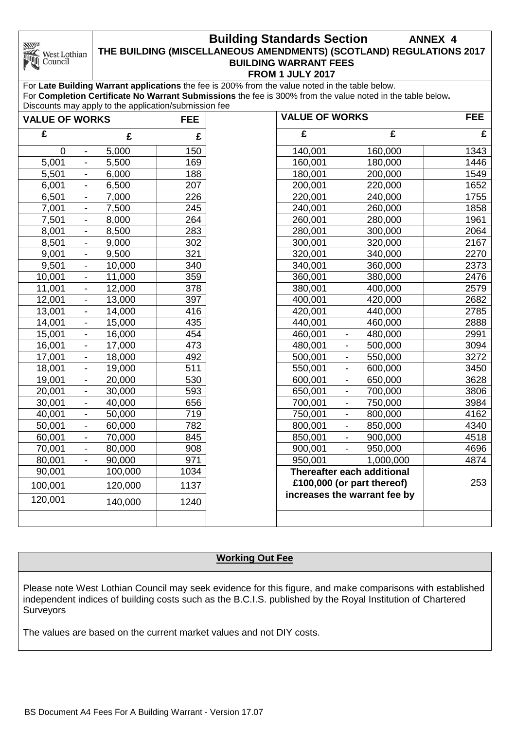# Building Standards Section

**ANNEX 4**

**THE BUILDING (MISCELLANEOUS AMENDMENTS) (SCOTLAND) REGULATIONS 2017**

**BUILDING WARRANT FEES**

**FROM 1 JULY 2017**

For **Late Building Warrant applications** the fee is 200% from the value noted in the table below.
For **Completion Certificate No Warrant Submissions** the fee is 300% from the value noted in the table below**.**
Discounts may apply to the application/submission fee

| VALUE OF WORKS | | FEE | VALUE OF WORKS | | FEE |
|---|---|---|---|---|---|
| £ | £ | £ | £ | £ | £ |
| 0 - | 5,000 | 150 | 140,001 | 160,000 | 1343 |
| 5,001 - | 5,500 | 169 | 160,001 | 180,000 | 1446 |
| 5,501 - | 6,000 | 188 | 180,001 | 200,000 | 1549 |
| 6,001 - | 6,500 | 207 | 200,001 | 220,000 | 1652 |
| 6,501 - | 7,000 | 226 | 220,001 | 240,000 | 1755 |
| 7,001 - | 7,500 | 245 | 240,001 | 260,000 | 1858 |
| 7,501 - | 8,000 | 264 | 260,001 | 280,000 | 1961 |
| 8,001 - | 8,500 | 283 | 280,001 | 300,000 | 2064 |
| 8,501 - | 9,000 | 302 | 300,001 | 320,000 | 2167 |
| 9,001 - | 9,500 | 321 | 320,001 | 340,000 | 2270 |
| 9,501 - | 10,000 | 340 | 340,001 | 360,000 | 2373 |
| 10,001 - | 11,000 | 359 | 360,001 | 380,000 | 2476 |
| 11,001 - | 12,000 | 378 | 380,001 | 400,000 | 2579 |
| 12,001 - | 13,000 | 397 | 400,001 | 420,000 | 2682 |
| 13,001 - | 14,000 | 416 | 420,001 | 440,000 | 2785 |
| 14,001 - | 15,000 | 435 | 440,001 | 460,000 | 2888 |
| 15,001 - | 16,000 | 454 | 460,001 - | 480,000 | 2991 |
| 16,001 - | 17,000 | 473 | 480,001 - | 500,000 | 3094 |
| 17,001 - | 18,000 | 492 | 500,001 - | 550,000 | 3272 |
| 18,001 - | 19,000 | 511 | 550,001 - | 600,000 | 3450 |
| 19,001 - | 20,000 | 530 | 600,001 - | 650,000 | 3628 |
| 20,001 - | 30,000 | 593 | 650,001 - | 700,000 | 3806 |
| 30,001 - | 40,000 | 656 | 700,001 - | 750,000 | 3984 |
| 40,001 - | 50,000 | 719 | 750,001 - | 800,000 | 4162 |
| 50,001 - | 60,000 | 782 | 800,001 - | 850,000 | 4340 |
| 60,001 - | 70,000 | 845 | 850,001 - | 900,000 | 4518 |
| 70,001 - | 80,000 | 908 | 900,001 - | 950,000 | 4696 |
| 80,001 - | 90,000 | 971 | 950,001 | 1,000,000 | 4874 |
| 90,001 | 100,000 | 1034 | **Thereafter each additional £100,000 (or part thereof) increases the warrant fee by** | | 253 |
| 100,001 | 120,000 | 1137 | | | |
| 120,001 | 140,000 | 1240 | | | |

## Working Out Fee

Please note West Lothian Council may seek evidence for this figure, and make comparisons with established independent indices of building costs such as the B.C.I.S. published by the Royal Institution of Chartered Surveyors

The values are based on the current market values and not DIY costs.

BS Document A4 Fees For A Building Warrant - Version 17.07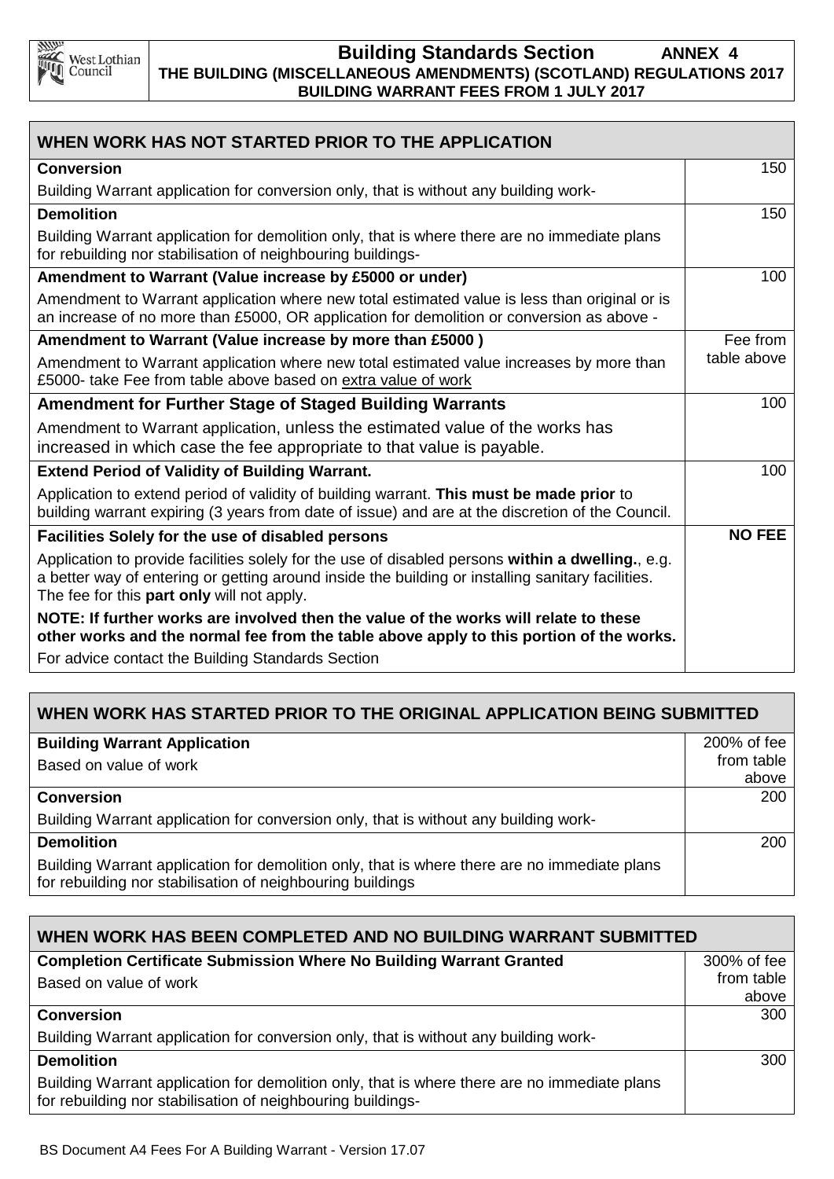West Lothian Council

**Building Standards Section** **ANNEX 4**
**THE BUILDING (MISCELLANEOUS AMENDMENTS) (SCOTLAND) REGULATIONS 2017**
**BUILDING WARRANT FEES FROM 1 JULY 2017**

| WHEN WORK HAS NOT STARTED PRIOR TO THE APPLICATION | |
|---|---|
| **Conversion**<br>Building Warrant application for conversion only, that is without any building work- | 150 |
| **Demolition**<br>Building Warrant application for demolition only, that is where there are no immediate plans for rebuilding nor stabilisation of neighbouring buildings- | 150 |
| **Amendment to Warrant (Value increase by £5000 or under)**<br>Amendment to Warrant application where new total estimated value is less than original or is an increase of no more than £5000, OR application for demolition or conversion as above - | 100 |
| **Amendment to Warrant (Value increase by more than £5000 )**<br>Amendment to Warrant application where new total estimated value increases by more than £5000- take Fee from table above based on extra value of work | Fee from table above |
| **Amendment for Further Stage of Staged Building Warrants**<br>Amendment to Warrant application, unless the estimated value of the works has increased in which case the fee appropriate to that value is payable. | 100 |
| **Extend Period of Validity of Building Warrant.**<br>Application to extend period of validity of building warrant. **This must be made prior** to building warrant expiring (3 years from date of issue) and are at the discretion of the Council. | 100 |
| **Facilities Solely for the use of disabled persons**<br>Application to provide facilities solely for the use of disabled persons **within a dwelling.**, e.g. a better way of entering or getting around inside the building or installing sanitary facilities. The fee for this **part only** will not apply.<br>**NOTE: If further works are involved then the value of the works will relate to these other works and the normal fee from the table above apply to this portion of the works.**<br>For advice contact the Building Standards Section | **NO FEE** |

| WHEN WORK HAS STARTED PRIOR TO THE ORIGINAL APPLICATION BEING SUBMITTED | |
|---|---|
| **Building Warrant Application**<br>Based on value of work | 200% of fee from table above |
| **Conversion**<br>Building Warrant application for conversion only, that is without any building work- | 200 |
| **Demolition**<br>Building Warrant application for demolition only, that is where there are no immediate plans for rebuilding nor stabilisation of neighbouring buildings | 200 |

| WHEN WORK HAS BEEN COMPLETED AND NO BUILDING WARRANT SUBMITTED | |
|---|---|
| **Completion Certificate Submission Where No Building Warrant Granted**<br>Based on value of work | 300% of fee from table above |
| **Conversion**<br>Building Warrant application for conversion only, that is without any building work- | 300 |
| **Demolition**<br>Building Warrant application for demolition only, that is where there are no immediate plans for rebuilding nor stabilisation of neighbouring buildings- | 300 |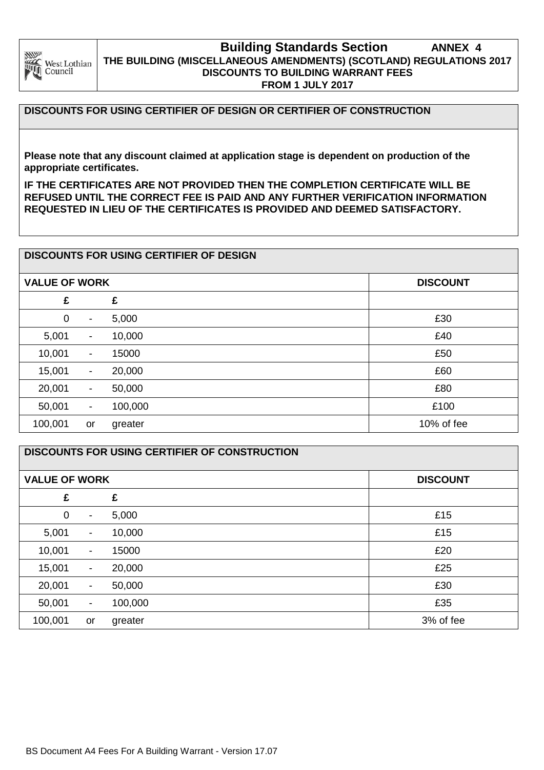**Building Standards Section ANNEX 4**
**THE BUILDING (MISCELLANEOUS AMENDMENTS) (SCOTLAND) REGULATIONS 2017**
**DISCOUNTS TO BUILDING WARRANT FEES**
**FROM 1 JULY 2017**

## DISCOUNTS FOR USING CERTIFIER OF DESIGN OR CERTIFIER OF CONSTRUCTION

**Please note that any discount claimed at application stage is dependent on production of the appropriate certificates.**

**IF THE CERTIFICATES ARE NOT PROVIDED THEN THE COMPLETION CERTIFICATE WILL BE REFUSED UNTIL THE CORRECT FEE IS PAID AND ANY FURTHER VERIFICATION INFORMATION REQUESTED IN LIEU OF THE CERTIFICATES IS PROVIDED AND DEEMED SATISFACTORY.**

## DISCOUNTS FOR USING CERTIFIER OF DESIGN

| VALUE OF WORK | | | DISCOUNT |
|---|---|---|---|
| £ | | £ | |
| 0 | - | 5,000 | £30 |
| 5,001 | - | 10,000 | £40 |
| 10,001 | - | 15000 | £50 |
| 15,001 | - | 20,000 | £60 |
| 20,001 | - | 50,000 | £80 |
| 50,001 | - | 100,000 | £100 |
| 100,001 | or | greater | 10% of fee |

## DISCOUNTS FOR USING CERTIFIER OF CONSTRUCTION

| VALUE OF WORK | | | DISCOUNT |
|---|---|---|---|
| £ | | £ | |
| 0 | - | 5,000 | £15 |
| 5,001 | - | 10,000 | £15 |
| 10,001 | - | 15000 | £20 |
| 15,001 | - | 20,000 | £25 |
| 20,001 | - | 50,000 | £30 |
| 50,001 | - | 100,000 | £35 |
| 100,001 | or | greater | 3% of fee |